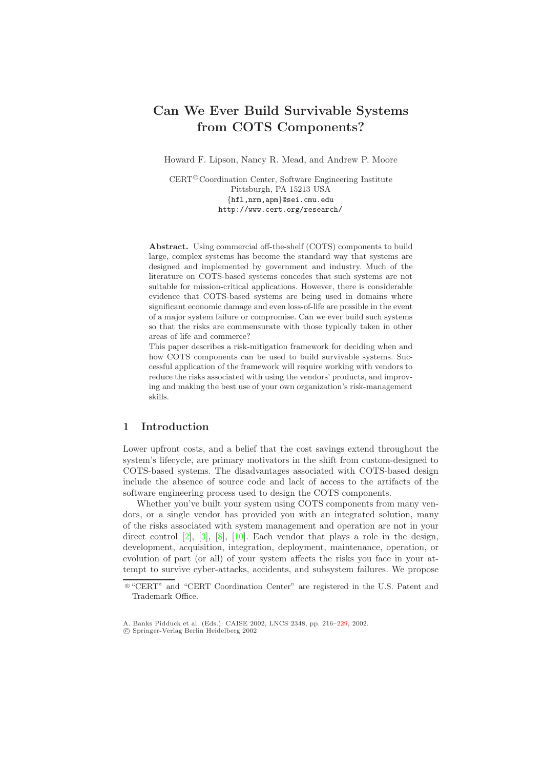# Can We Ever Build Survivable Systems from COTS Components?

Howard F. Lipson, Nancy R. Mead, and Andrew P. Moore

CERT® Coordination Center, Software Engineering Institute
Pittsburgh, PA 15213 USA
{hfl,nrm,apm}@sei.cmu.edu
http://www.cert.org/research/

**Abstract.** Using commercial off-the-shelf (COTS) components to build large, complex systems has become the standard way that systems are designed and implemented by government and industry. Much of the literature on COTS-based systems concedes that such systems are not suitable for mission-critical applications. However, there is considerable evidence that COTS-based systems are being used in domains where significant economic damage and even loss-of-life are possible in the event of a major system failure or compromise. Can we ever build such systems so that the risks are commensurate with those typically taken in other areas of life and commerce?

This paper describes a risk-mitigation framework for deciding when and how COTS components can be used to build survivable systems. Successful application of the framework will require working with vendors to reduce the risks associated with using the vendors' products, and improving and making the best use of your own organization's risk-management skills.

## 1 Introduction

Lower upfront costs, and a belief that the cost savings extend throughout the system's lifecycle, are primary motivators in the shift from custom-designed to COTS-based systems. The disadvantages associated with COTS-based design include the absence of source code and lack of access to the artifacts of the software engineering process used to design the COTS components.

Whether you've built your system using COTS components from many vendors, or a single vendor has provided you with an integrated solution, many of the risks associated with system management and operation are not in your direct control [2], [3], [8], [10]. Each vendor that plays a role in the design, development, acquisition, integration, deployment, maintenance, operation, or evolution of part (or all) of your system affects the risks you face in your attempt to survive cyber-attacks, accidents, and subsystem failures. We propose

® "CERT" and "CERT Coordination Center" are registered in the U.S. Patent and Trademark Office.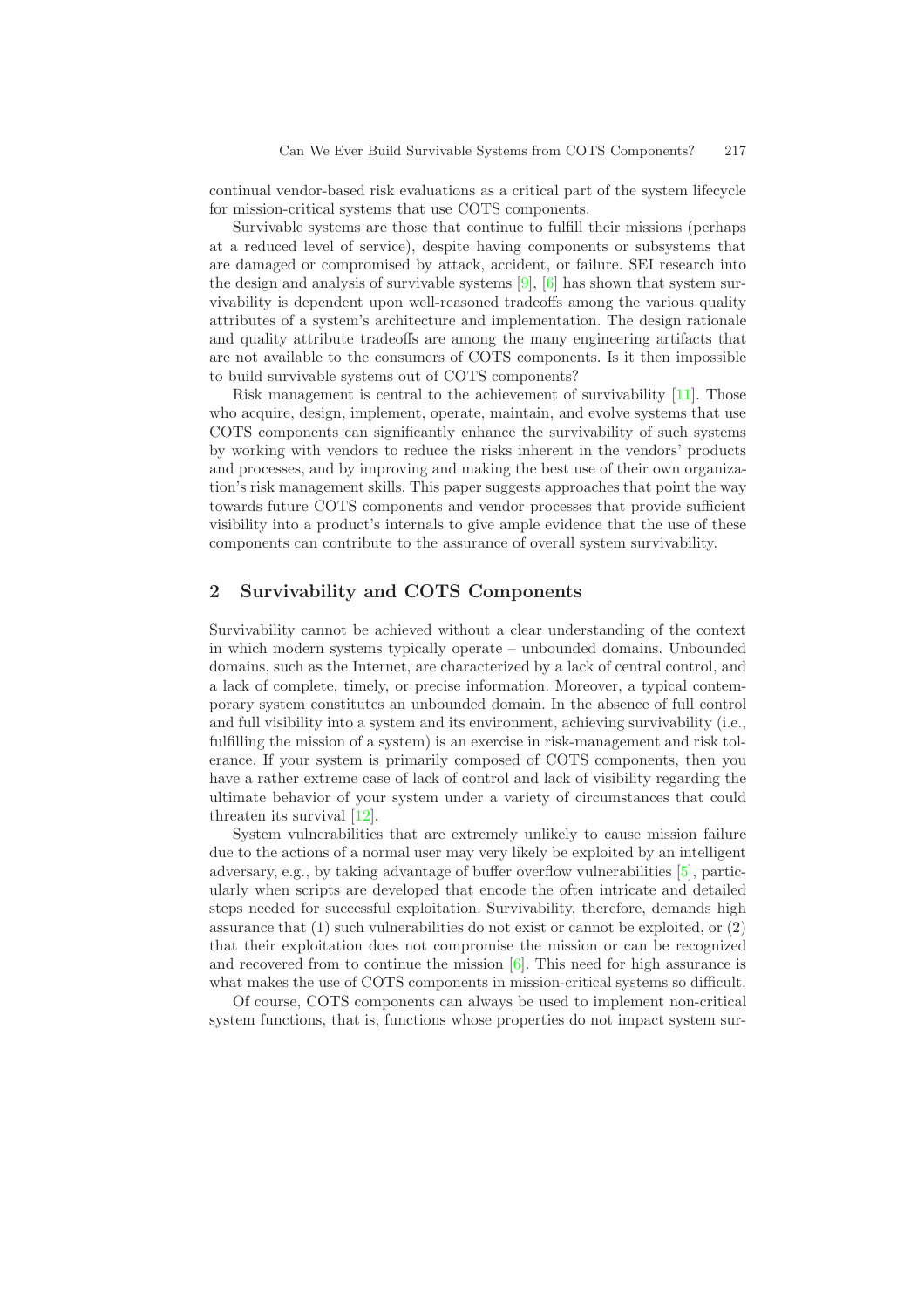continual vendor-based risk evaluations as a critical part of the system lifecycle for mission-critical systems that use COTS components.

Survivable systems are those that continue to fulfill their missions (perhaps at a reduced level of service), despite having components or subsystems that are damaged or compromised by attack, accident, or failure. SEI research into the design and analysis of survivable systems [9], [6] has shown that system survivability is dependent upon well-reasoned tradeoffs among the various quality attributes of a system's architecture and implementation. The design rationale and quality attribute tradeoffs are among the many engineering artifacts that are not available to the consumers of COTS components. Is it then impossible to build survivable systems out of COTS components?

Risk management is central to the achievement of survivability [11]. Those who acquire, design, implement, operate, maintain, and evolve systems that use COTS components can significantly enhance the survivability of such systems by working with vendors to reduce the risks inherent in the vendors' products and processes, and by improving and making the best use of their own organization's risk management skills. This paper suggests approaches that point the way towards future COTS components and vendor processes that provide sufficient visibility into a product's internals to give ample evidence that the use of these components can contribute to the assurance of overall system survivability.

## 2 Survivability and COTS Components

Survivability cannot be achieved without a clear understanding of the context in which modern systems typically operate – unbounded domains. Unbounded domains, such as the Internet, are characterized by a lack of central control, and a lack of complete, timely, or precise information. Moreover, a typical contemporary system constitutes an unbounded domain. In the absence of full control and full visibility into a system and its environment, achieving survivability (i.e., fulfilling the mission of a system) is an exercise in risk-management and risk tolerance. If your system is primarily composed of COTS components, then you have a rather extreme case of lack of control and lack of visibility regarding the ultimate behavior of your system under a variety of circumstances that could threaten its survival [12].

System vulnerabilities that are extremely unlikely to cause mission failure due to the actions of a normal user may very likely be exploited by an intelligent adversary, e.g., by taking advantage of buffer overflow vulnerabilities [5], particularly when scripts are developed that encode the often intricate and detailed steps needed for successful exploitation. Survivability, therefore, demands high assurance that (1) such vulnerabilities do not exist or cannot be exploited, or (2) that their exploitation does not compromise the mission or can be recognized and recovered from to continue the mission [6]. This need for high assurance is what makes the use of COTS components in mission-critical systems so difficult.

Of course, COTS components can always be used to implement non-critical system functions, that is, functions whose properties do not impact system sur-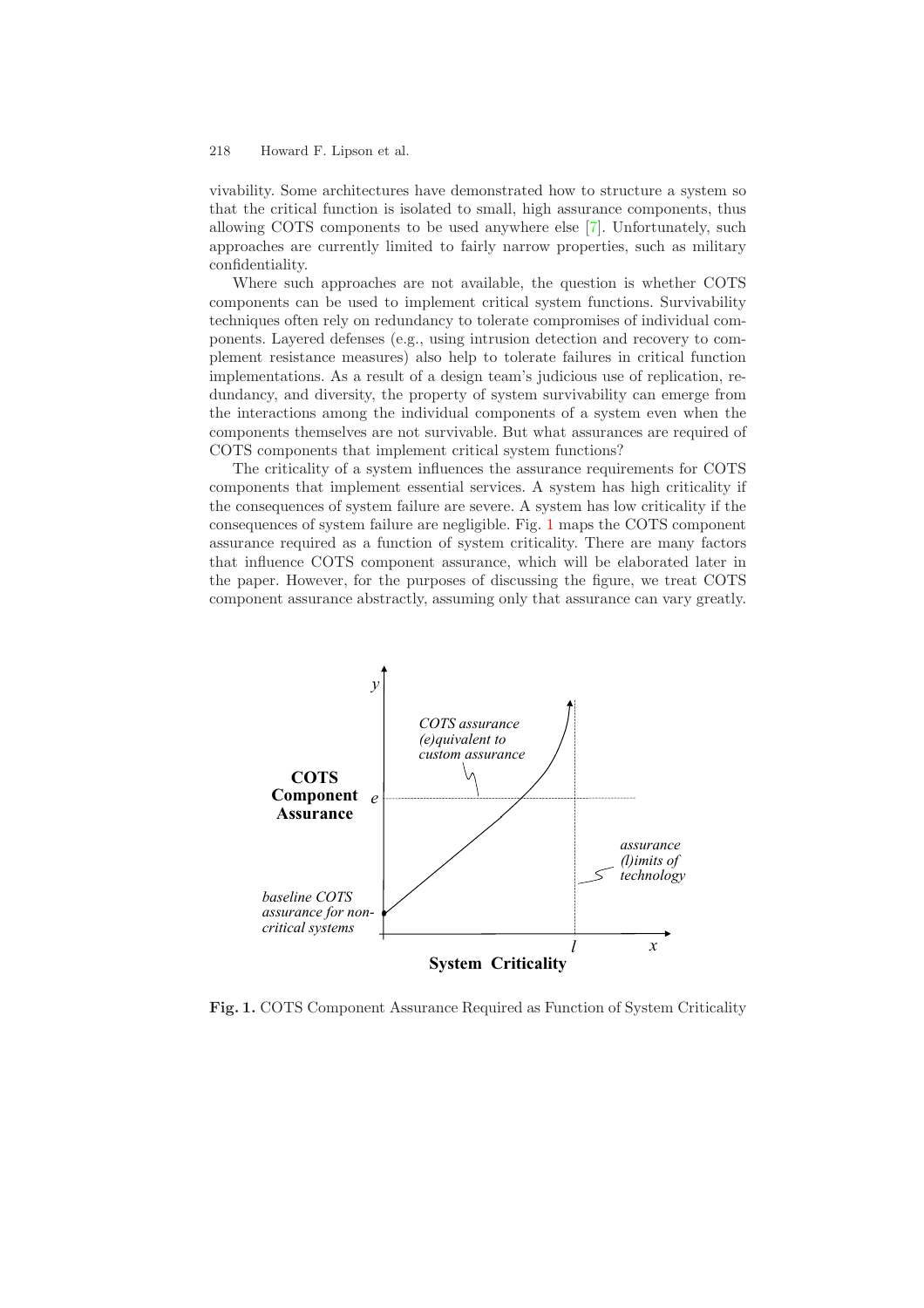vivability. Some architectures have demonstrated how to structure a system so that the critical function is isolated to small, high assurance components, thus allowing COTS components to be used anywhere else [7]. Unfortunately, such approaches are currently limited to fairly narrow properties, such as military confidentiality.

Where such approaches are not available, the question is whether COTS components can be used to implement critical system functions. Survivability techniques often rely on redundancy to tolerate compromises of individual components. Layered defenses (e.g., using intrusion detection and recovery to complement resistance measures) also help to tolerate failures in critical function implementations. As a result of a design team's judicious use of replication, redundancy, and diversity, the property of system survivability can emerge from the interactions among the individual components of a system even when the components themselves are not survivable. But what assurances are required of COTS components that implement critical system functions?

The criticality of a system influences the assurance requirements for COTS components that implement essential services. A system has high criticality if the consequences of system failure are severe. A system has low criticality if the consequences of system failure are negligible. Fig. 1 maps the COTS component assurance required as a function of system criticality. There are many factors that influence COTS component assurance, which will be elaborated later in the paper. However, for the purposes of discussing the figure, we treat COTS component assurance abstractly, assuming only that assurance can vary greatly.

**Fig. 1.** COTS Component Assurance Required as Function of System Criticality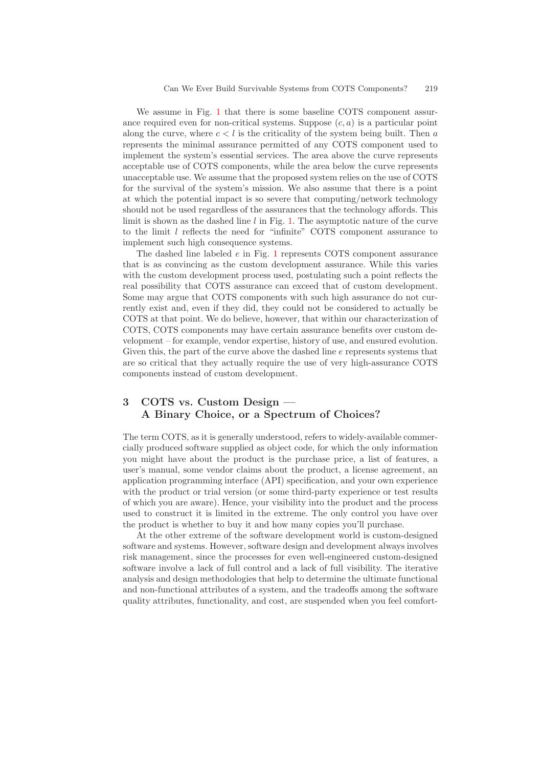We assume in Fig. 1 that there is some baseline COTS component assurance required even for non-critical systems. Suppose $(c, a)$ is a particular point along the curve, where $c < l$ is the criticality of the system being built. Then $a$ represents the minimal assurance permitted of any COTS component used to implement the system's essential services. The area above the curve represents acceptable use of COTS components, while the area below the curve represents unacceptable use. We assume that the proposed system relies on the use of COTS for the survival of the system's mission. We also assume that there is a point at which the potential impact is so severe that computing/network technology should not be used regardless of the assurances that the technology affords. This limit is shown as the dashed line $l$ in Fig. 1. The asymptotic nature of the curve to the limit $l$ reflects the need for "infinite" COTS component assurance to implement such high consequence systems.

The dashed line labeled $e$ in Fig. 1 represents COTS component assurance that is as convincing as the custom development assurance. While this varies with the custom development process used, postulating such a point reflects the real possibility that COTS assurance can exceed that of custom development. Some may argue that COTS components with such high assurance do not currently exist and, even if they did, they could not be considered to actually be COTS at that point. We do believe, however, that within our characterization of COTS, COTS components may have certain assurance benefits over custom development – for example, vendor expertise, history of use, and ensured evolution. Given this, the part of the curve above the dashed line $e$ represents systems that are so critical that they actually require the use of very high-assurance COTS components instead of custom development.

## 3 COTS vs. Custom Design — A Binary Choice, or a Spectrum of Choices?

The term COTS, as it is generally understood, refers to widely-available commercially produced software supplied as object code, for which the only information you might have about the product is the purchase price, a list of features, a user's manual, some vendor claims about the product, a license agreement, an application programming interface (API) specification, and your own experience with the product or trial version (or some third-party experience or test results of which you are aware). Hence, your visibility into the product and the process used to construct it is limited in the extreme. The only control you have over the product is whether to buy it and how many copies you'll purchase.

At the other extreme of the software development world is custom-designed software and systems. However, software design and development always involves risk management, since the processes for even well-engineered custom-designed software involve a lack of full control and a lack of full visibility. The iterative analysis and design methodologies that help to determine the ultimate functional and non-functional attributes of a system, and the tradeoffs among the software quality attributes, functionality, and cost, are suspended when you feel comfort-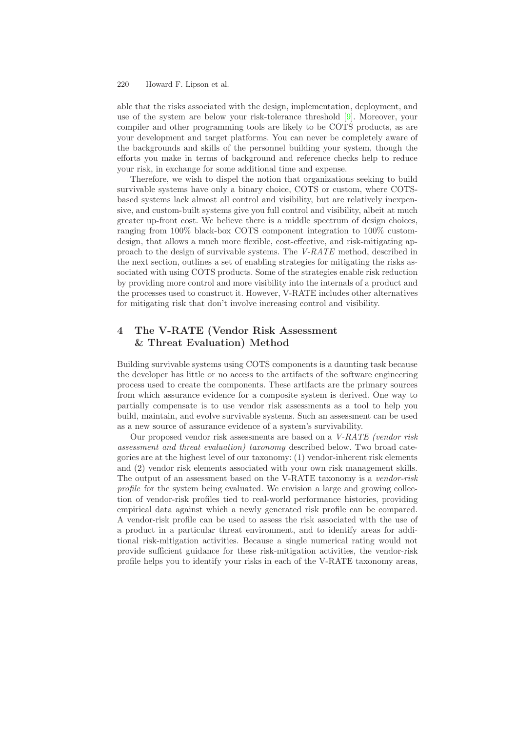able that the risks associated with the design, implementation, deployment, and use of the system are below your risk-tolerance threshold [9]. Moreover, your compiler and other programming tools are likely to be COTS products, as are your development and target platforms. You can never be completely aware of the backgrounds and skills of the personnel building your system, though the efforts you make in terms of background and reference checks help to reduce your risk, in exchange for some additional time and expense.

Therefore, we wish to dispel the notion that organizations seeking to build survivable systems have only a binary choice, COTS or custom, where COTS-based systems lack almost all control and visibility, but are relatively inexpensive, and custom-built systems give you full control and visibility, albeit at much greater up-front cost. We believe there is a middle spectrum of design choices, ranging from 100% black-box COTS component integration to 100% custom-design, that allows a much more flexible, cost-effective, and risk-mitigating approach to the design of survivable systems. The *V-RATE* method, described in the next section, outlines a set of enabling strategies for mitigating the risks associated with using COTS products. Some of the strategies enable risk reduction by providing more control and more visibility into the internals of a product and the processes used to construct it. However, V-RATE includes other alternatives for mitigating risk that don't involve increasing control and visibility.

## 4 The V-RATE (Vendor Risk Assessment & Threat Evaluation) Method

Building survivable systems using COTS components is a daunting task because the developer has little or no access to the artifacts of the software engineering process used to create the components. These artifacts are the primary sources from which assurance evidence for a composite system is derived. One way to partially compensate is to use vendor risk assessments as a tool to help you build, maintain, and evolve survivable systems. Such an assessment can be used as a new source of assurance evidence of a system's survivability.

Our proposed vendor risk assessments are based on a *V-RATE (vendor risk assessment and threat evaluation) taxonomy* described below. Two broad categories are at the highest level of our taxonomy: (1) vendor-inherent risk elements and (2) vendor risk elements associated with your own risk management skills. The output of an assessment based on the V-RATE taxonomy is a *vendor-risk profile* for the system being evaluated. We envision a large and growing collection of vendor-risk profiles tied to real-world performance histories, providing empirical data against which a newly generated risk profile can be compared. A vendor-risk profile can be used to assess the risk associated with the use of a product in a particular threat environment, and to identify areas for additional risk-mitigation activities. Because a single numerical rating would not provide sufficient guidance for these risk-mitigation activities, the vendor-risk profile helps you to identify your risks in each of the V-RATE taxonomy areas,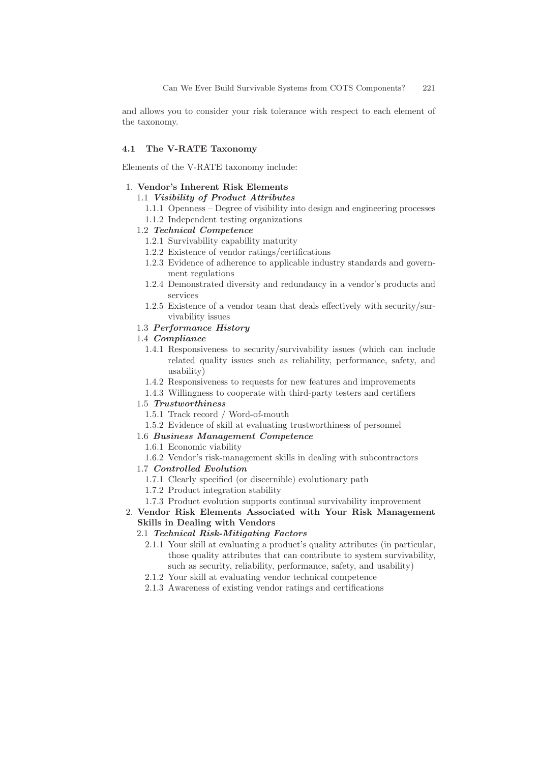and allows you to consider your risk tolerance with respect to each element of the taxonomy.

### 4.1 The V-RATE Taxonomy

Elements of the V-RATE taxonomy include:

1. **Vendor's Inherent Risk Elements**
   - 1.1 ***Visibility of Product Attributes***
     - 1.1.1 Openness – Degree of visibility into design and engineering processes
     - 1.1.2 Independent testing organizations
   - 1.2 ***Technical Competence***
     - 1.2.1 Survivability capability maturity
     - 1.2.2 Existence of vendor ratings/certifications
     - 1.2.3 Evidence of adherence to applicable industry standards and government regulations
     - 1.2.4 Demonstrated diversity and redundancy in a vendor's products and services
     - 1.2.5 Existence of a vendor team that deals effectively with security/survivability issues
   - 1.3 ***Performance History***
   - 1.4 ***Compliance***
     - 1.4.1 Responsiveness to security/survivability issues (which can include related quality issues such as reliability, performance, safety, and usability)
     - 1.4.2 Responsiveness to requests for new features and improvements
     - 1.4.3 Willingness to cooperate with third-party testers and certifiers
   - 1.5 ***Trustworthiness***
     - 1.5.1 Track record / Word-of-mouth
     - 1.5.2 Evidence of skill at evaluating trustworthiness of personnel
   - 1.6 ***Business Management Competence***
     - 1.6.1 Economic viability
     - 1.6.2 Vendor's risk-management skills in dealing with subcontractors
   - 1.7 ***Controlled Evolution***
     - 1.7.1 Clearly specified (or discernible) evolutionary path
     - 1.7.2 Product integration stability
     - 1.7.3 Product evolution supports continual survivability improvement
2. **Vendor Risk Elements Associated with Your Risk Management Skills in Dealing with Vendors**
   - 2.1 ***Technical Risk-Mitigating Factors***
     - 2.1.1 Your skill at evaluating a product's quality attributes (in particular, those quality attributes that can contribute to system survivability, such as security, reliability, performance, safety, and usability)
     - 2.1.2 Your skill at evaluating vendor technical competence
     - 2.1.3 Awareness of existing vendor ratings and certifications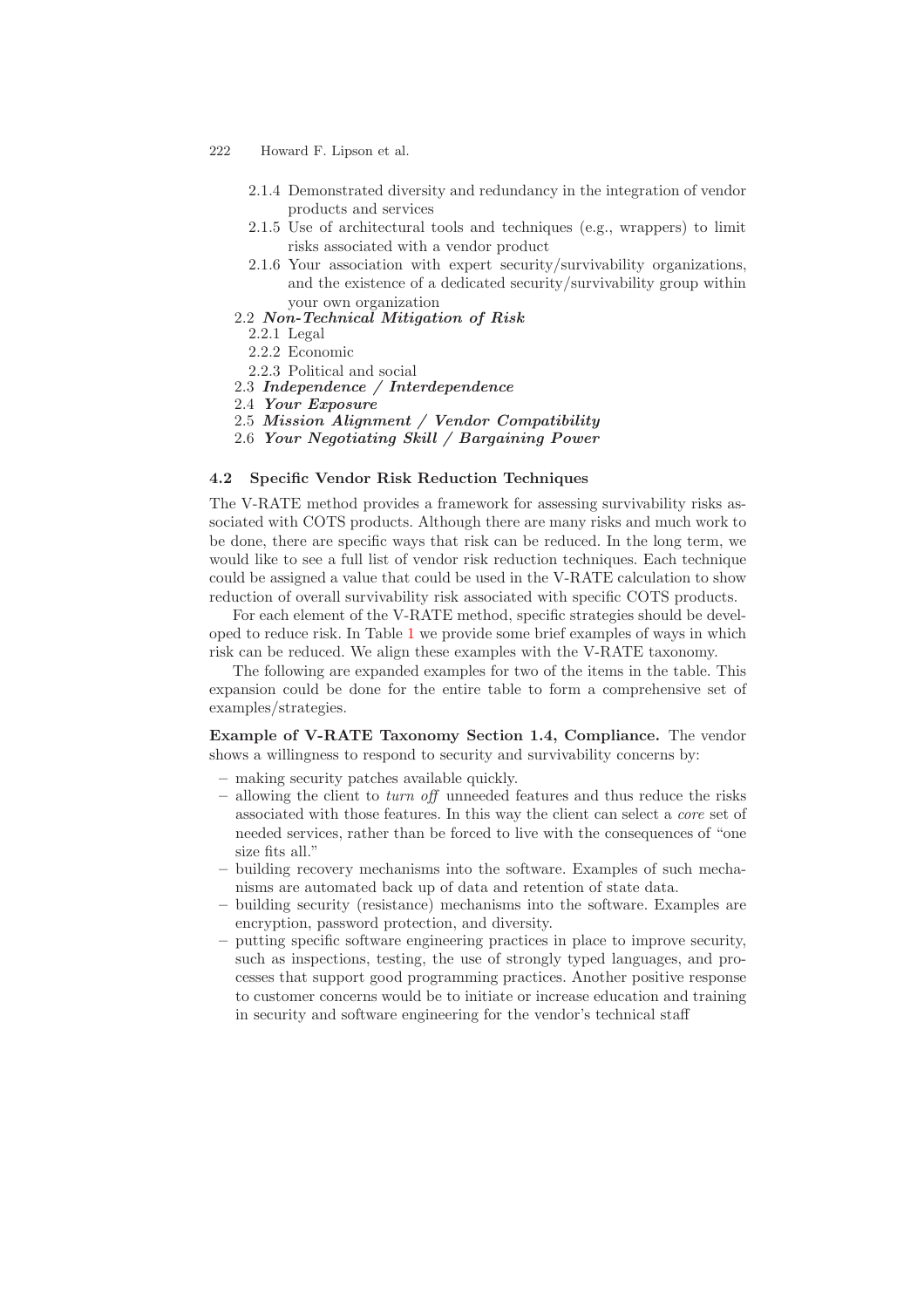- 2.1.4 Demonstrated diversity and redundancy in the integration of vendor products and services
- 2.1.5 Use of architectural tools and techniques (e.g., wrappers) to limit risks associated with a vendor product
- 2.1.6 Your association with expert security/survivability organizations, and the existence of a dedicated security/survivability group within your own organization

2.2 ***Non-Technical Mitigation of Risk***
- 2.2.1 Legal
- 2.2.2 Economic
- 2.2.3 Political and social

2.3 ***Independence / Interdependence***

2.4 ***Your Exposure***

2.5 ***Mission Alignment / Vendor Compatibility***

2.6 ***Your Negotiating Skill / Bargaining Power***

### 4.2 Specific Vendor Risk Reduction Techniques

The V-RATE method provides a framework for assessing survivability risks associated with COTS products. Although there are many risks and much work to be done, there are specific ways that risk can be reduced. In the long term, we would like to see a full list of vendor risk reduction techniques. Each technique could be assigned a value that could be used in the V-RATE calculation to show reduction of overall survivability risk associated with specific COTS products.

For each element of the V-RATE method, specific strategies should be developed to reduce risk. In Table 1 we provide some brief examples of ways in which risk can be reduced. We align these examples with the V-RATE taxonomy.

The following are expanded examples for two of the items in the table. This expansion could be done for the entire table to form a comprehensive set of examples/strategies.

**Example of V-RATE Taxonomy Section 1.4, Compliance.** The vendor shows a willingness to respond to security and survivability concerns by:

- making security patches available quickly.
- allowing the client to *turn off* unneeded features and thus reduce the risks associated with those features. In this way the client can select a *core* set of needed services, rather than be forced to live with the consequences of "one size fits all."
- building recovery mechanisms into the software. Examples of such mechanisms are automated back up of data and retention of state data.
- building security (resistance) mechanisms into the software. Examples are encryption, password protection, and diversity.
- putting specific software engineering practices in place to improve security, such as inspections, testing, the use of strongly typed languages, and processes that support good programming practices. Another positive response to customer concerns would be to initiate or increase education and training in security and software engineering for the vendor's technical staff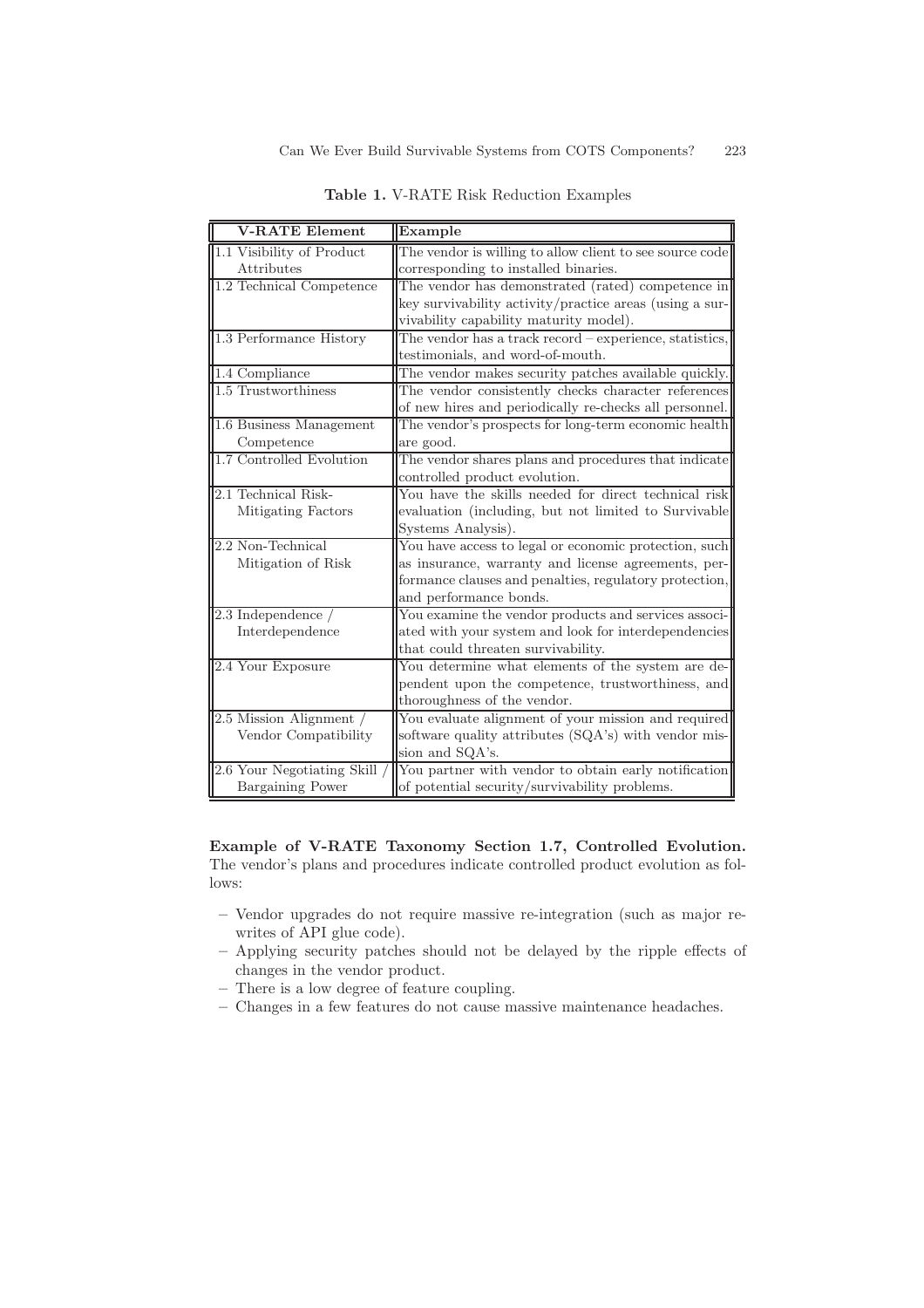**Table 1.** V-RATE Risk Reduction Examples

| V-RATE Element | Example |
|---|---|
| 1.1 Visibility of Product Attributes | The vendor is willing to allow client to see source code corresponding to installed binaries. |
| 1.2 Technical Competence | The vendor has demonstrated (rated) competence in key survivability activity/practice areas (using a survivability capability maturity model). |
| 1.3 Performance History | The vendor has a track record – experience, statistics, testimonials, and word-of-mouth. |
| 1.4 Compliance | The vendor makes security patches available quickly. |
| 1.5 Trustworthiness | The vendor consistently checks character references of new hires and periodically re-checks all personnel. |
| 1.6 Business Management Competence | The vendor's prospects for long-term economic health are good. |
| 1.7 Controlled Evolution | The vendor shares plans and procedures that indicate controlled product evolution. |
| 2.1 Technical Risk-Mitigating Factors | You have the skills needed for direct technical risk evaluation (including, but not limited to Survivable Systems Analysis). |
| 2.2 Non-Technical Mitigation of Risk | You have access to legal or economic protection, such as insurance, warranty and license agreements, performance clauses and penalties, regulatory protection, and performance bonds. |
| 2.3 Independence / Interdependence | You examine the vendor products and services associated with your system and look for interdependencies that could threaten survivability. |
| 2.4 Your Exposure | You determine what elements of the system are dependent upon the competence, trustworthiness, and thoroughness of the vendor. |
| 2.5 Mission Alignment / Vendor Compatibility | You evaluate alignment of your mission and required software quality attributes (SQA's) with vendor mission and SQA's. |
| 2.6 Your Negotiating Skill / Bargaining Power | You partner with vendor to obtain early notification of potential security/survivability problems. |

**Example of V-RATE Taxonomy Section 1.7, Controlled Evolution.** The vendor's plans and procedures indicate controlled product evolution as follows:

- Vendor upgrades do not require massive re-integration (such as major rewrites of API glue code).
- Applying security patches should not be delayed by the ripple effects of changes in the vendor product.
- There is a low degree of feature coupling.
- Changes in a few features do not cause massive maintenance headaches.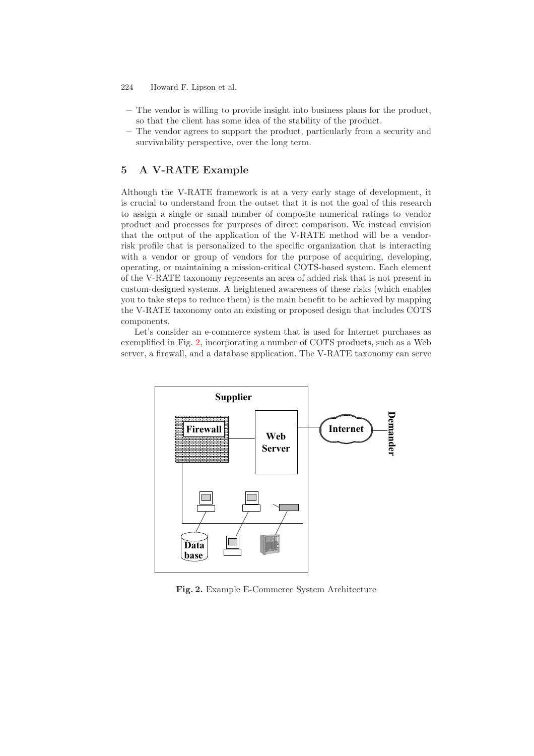- The vendor is willing to provide insight into business plans for the product, so that the client has some idea of the stability of the product.
- The vendor agrees to support the product, particularly from a security and survivability perspective, over the long term.

## 5 A V-RATE Example

Although the V-RATE framework is at a very early stage of development, it is crucial to understand from the outset that it is not the goal of this research to assign a single or small number of composite numerical ratings to vendor product and processes for purposes of direct comparison. We instead envision that the output of the application of the V-RATE method will be a vendor-risk profile that is personalized to the specific organization that is interacting with a vendor or group of vendors for the purpose of acquiring, developing, operating, or maintaining a mission-critical COTS-based system. Each element of the V-RATE taxonomy represents an area of added risk that is not present in custom-designed systems. A heightened awareness of these risks (which enables you to take steps to reduce them) is the main benefit to be achieved by mapping the V-RATE taxonomy onto an existing or proposed design that includes COTS components.

Let's consider an e-commerce system that is used for Internet purchases as exemplified in Fig. 2, incorporating a number of COTS products, such as a Web server, a firewall, and a database application. The V-RATE taxonomy can serve

**Fig. 2.** Example E-Commerce System Architecture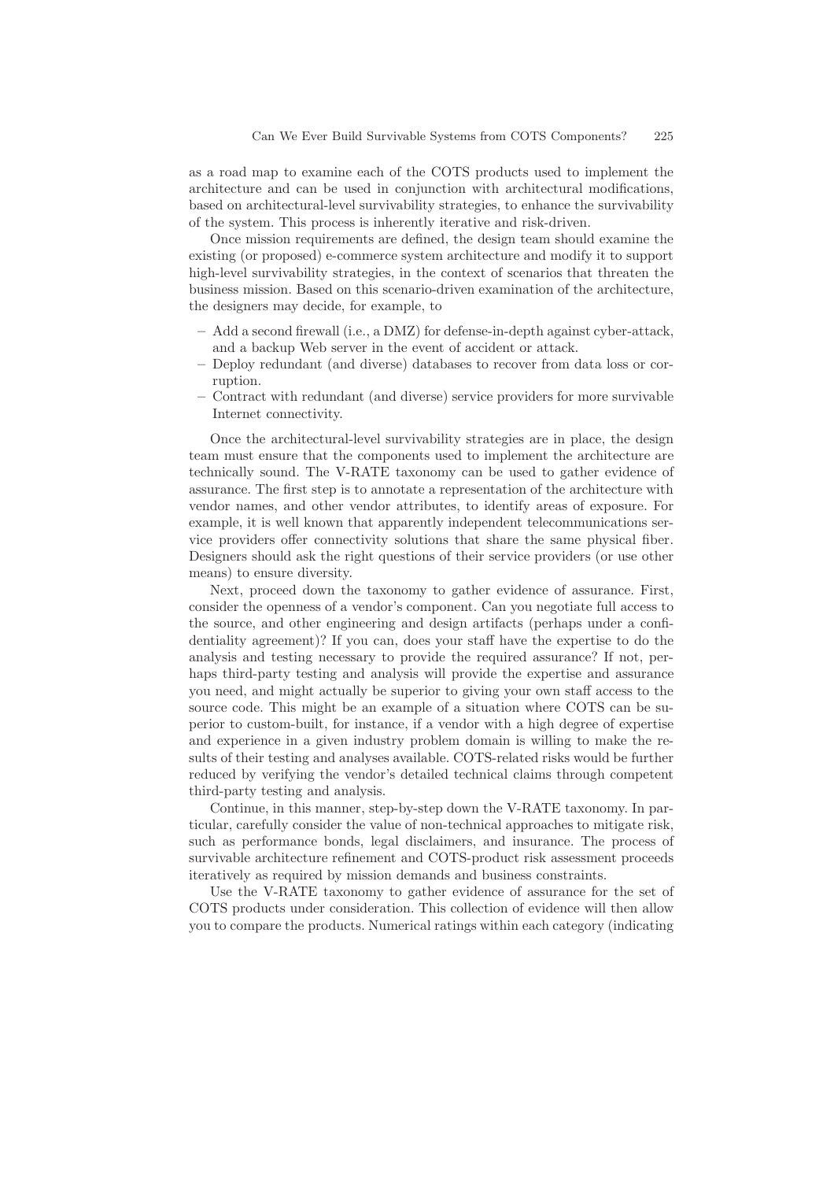as a road map to examine each of the COTS products used to implement the architecture and can be used in conjunction with architectural modifications, based on architectural-level survivability strategies, to enhance the survivability of the system. This process is inherently iterative and risk-driven.

Once mission requirements are defined, the design team should examine the existing (or proposed) e-commerce system architecture and modify it to support high-level survivability strategies, in the context of scenarios that threaten the business mission. Based on this scenario-driven examination of the architecture, the designers may decide, for example, to

- Add a second firewall (i.e., a DMZ) for defense-in-depth against cyber-attack, and a backup Web server in the event of accident or attack.
- Deploy redundant (and diverse) databases to recover from data loss or corruption.
- Contract with redundant (and diverse) service providers for more survivable Internet connectivity.

Once the architectural-level survivability strategies are in place, the design team must ensure that the components used to implement the architecture are technically sound. The V-RATE taxonomy can be used to gather evidence of assurance. The first step is to annotate a representation of the architecture with vendor names, and other vendor attributes, to identify areas of exposure. For example, it is well known that apparently independent telecommunications service providers offer connectivity solutions that share the same physical fiber. Designers should ask the right questions of their service providers (or use other means) to ensure diversity.

Next, proceed down the taxonomy to gather evidence of assurance. First, consider the openness of a vendor's component. Can you negotiate full access to the source, and other engineering and design artifacts (perhaps under a confidentiality agreement)? If you can, does your staff have the expertise to do the analysis and testing necessary to provide the required assurance? If not, perhaps third-party testing and analysis will provide the expertise and assurance you need, and might actually be superior to giving your own staff access to the source code. This might be an example of a situation where COTS can be superior to custom-built, for instance, if a vendor with a high degree of expertise and experience in a given industry problem domain is willing to make the results of their testing and analyses available. COTS-related risks would be further reduced by verifying the vendor's detailed technical claims through competent third-party testing and analysis.

Continue, in this manner, step-by-step down the V-RATE taxonomy. In particular, carefully consider the value of non-technical approaches to mitigate risk, such as performance bonds, legal disclaimers, and insurance. The process of survivable architecture refinement and COTS-product risk assessment proceeds iteratively as required by mission demands and business constraints.

Use the V-RATE taxonomy to gather evidence of assurance for the set of COTS products under consideration. This collection of evidence will then allow you to compare the products. Numerical ratings within each category (indicating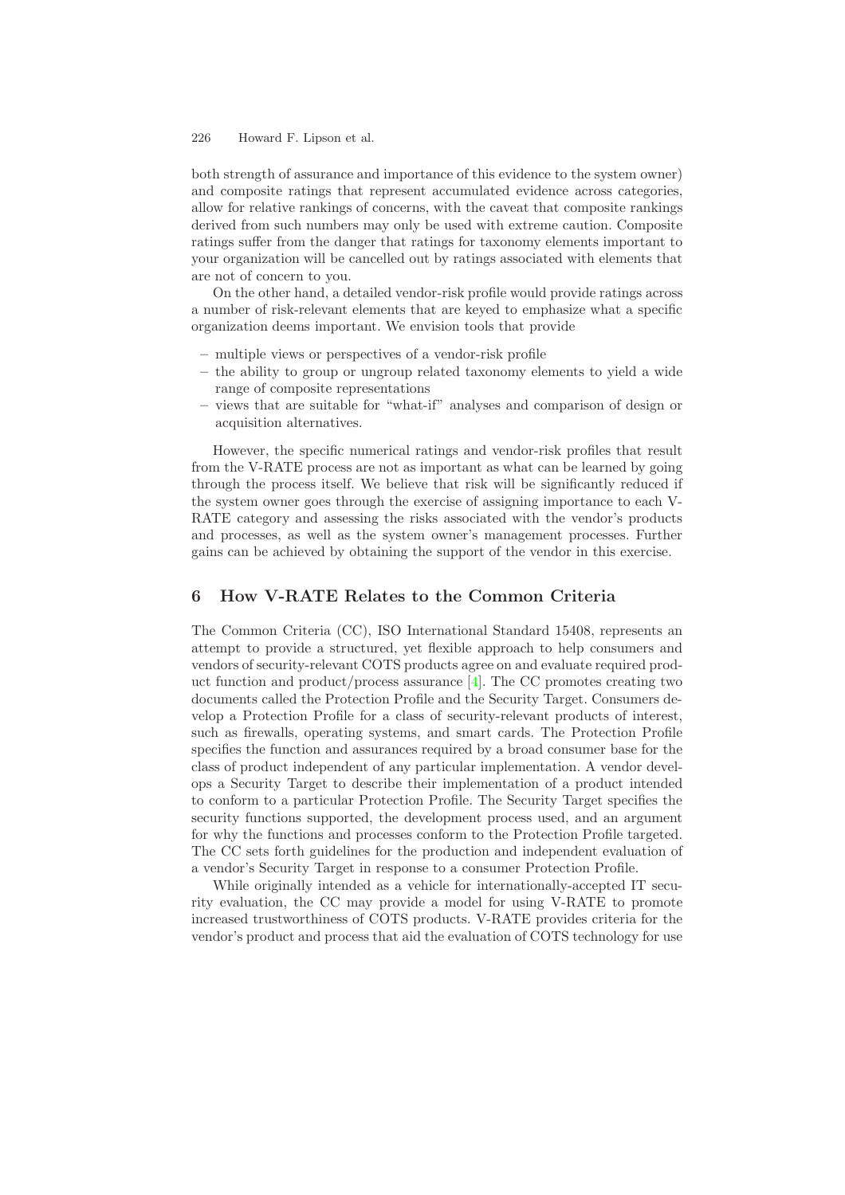both strength of assurance and importance of this evidence to the system owner) and composite ratings that represent accumulated evidence across categories, allow for relative rankings of concerns, with the caveat that composite rankings derived from such numbers may only be used with extreme caution. Composite ratings suffer from the danger that ratings for taxonomy elements important to your organization will be cancelled out by ratings associated with elements that are not of concern to you.

On the other hand, a detailed vendor-risk profile would provide ratings across a number of risk-relevant elements that are keyed to emphasize what a specific organization deems important. We envision tools that provide

- multiple views or perspectives of a vendor-risk profile
- the ability to group or ungroup related taxonomy elements to yield a wide range of composite representations
- views that are suitable for "what-if" analyses and comparison of design or acquisition alternatives.

However, the specific numerical ratings and vendor-risk profiles that result from the V-RATE process are not as important as what can be learned by going through the process itself. We believe that risk will be significantly reduced if the system owner goes through the exercise of assigning importance to each V-RATE category and assessing the risks associated with the vendor's products and processes, as well as the system owner's management processes. Further gains can be achieved by obtaining the support of the vendor in this exercise.

## 6 How V-RATE Relates to the Common Criteria

The Common Criteria (CC), ISO International Standard 15408, represents an attempt to provide a structured, yet flexible approach to help consumers and vendors of security-relevant COTS products agree on and evaluate required product function and product/process assurance [4]. The CC promotes creating two documents called the Protection Profile and the Security Target. Consumers develop a Protection Profile for a class of security-relevant products of interest, such as firewalls, operating systems, and smart cards. The Protection Profile specifies the function and assurances required by a broad consumer base for the class of product independent of any particular implementation. A vendor develops a Security Target to describe their implementation of a product intended to conform to a particular Protection Profile. The Security Target specifies the security functions supported, the development process used, and an argument for why the functions and processes conform to the Protection Profile targeted. The CC sets forth guidelines for the production and independent evaluation of a vendor's Security Target in response to a consumer Protection Profile.

While originally intended as a vehicle for internationally-accepted IT security evaluation, the CC may provide a model for using V-RATE to promote increased trustworthiness of COTS products. V-RATE provides criteria for the vendor's product and process that aid the evaluation of COTS technology for use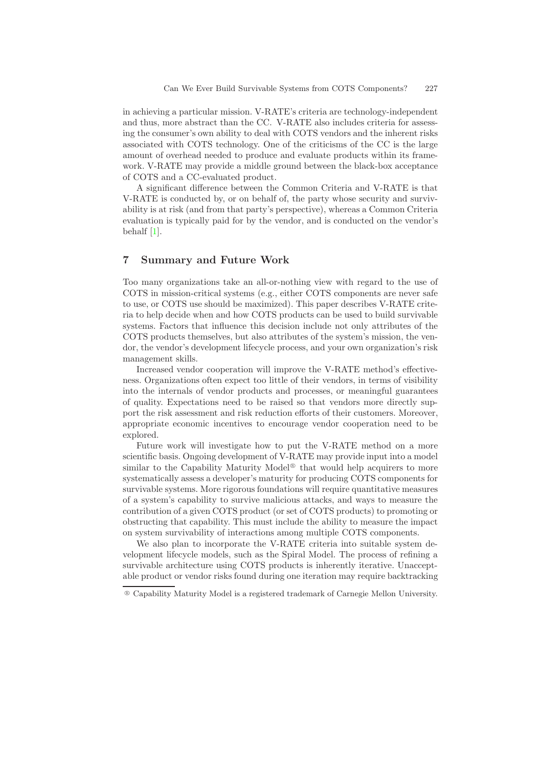in achieving a particular mission. V-RATE's criteria are technology-independent and thus, more abstract than the CC. V-RATE also includes criteria for assessing the consumer's own ability to deal with COTS vendors and the inherent risks associated with COTS technology. One of the criticisms of the CC is the large amount of overhead needed to produce and evaluate products within its framework. V-RATE may provide a middle ground between the black-box acceptance of COTS and a CC-evaluated product.

A significant difference between the Common Criteria and V-RATE is that V-RATE is conducted by, or on behalf of, the party whose security and survivability is at risk (and from that party's perspective), whereas a Common Criteria evaluation is typically paid for by the vendor, and is conducted on the vendor's behalf [1].

## 7 Summary and Future Work

Too many organizations take an all-or-nothing view with regard to the use of COTS in mission-critical systems (e.g., either COTS components are never safe to use, or COTS use should be maximized). This paper describes V-RATE criteria to help decide when and how COTS products can be used to build survivable systems. Factors that influence this decision include not only attributes of the COTS products themselves, but also attributes of the system's mission, the vendor, the vendor's development lifecycle process, and your own organization's risk management skills.

Increased vendor cooperation will improve the V-RATE method's effectiveness. Organizations often expect too little of their vendors, in terms of visibility into the internals of vendor products and processes, or meaningful guarantees of quality. Expectations need to be raised so that vendors more directly support the risk assessment and risk reduction efforts of their customers. Moreover, appropriate economic incentives to encourage vendor cooperation need to be explored.

Future work will investigate how to put the V-RATE method on a more scientific basis. Ongoing development of V-RATE may provide input into a model similar to the Capability Maturity Model® that would help acquirers to more systematically assess a developer's maturity for producing COTS components for survivable systems. More rigorous foundations will require quantitative measures of a system's capability to survive malicious attacks, and ways to measure the contribution of a given COTS product (or set of COTS products) to promoting or obstructing that capability. This must include the ability to measure the impact on system survivability of interactions among multiple COTS components.

We also plan to incorporate the V-RATE criteria into suitable system development lifecycle models, such as the Spiral Model. The process of refining a survivable architecture using COTS products is inherently iterative. Unacceptable product or vendor risks found during one iteration may require backtracking

® Capability Maturity Model is a registered trademark of Carnegie Mellon University.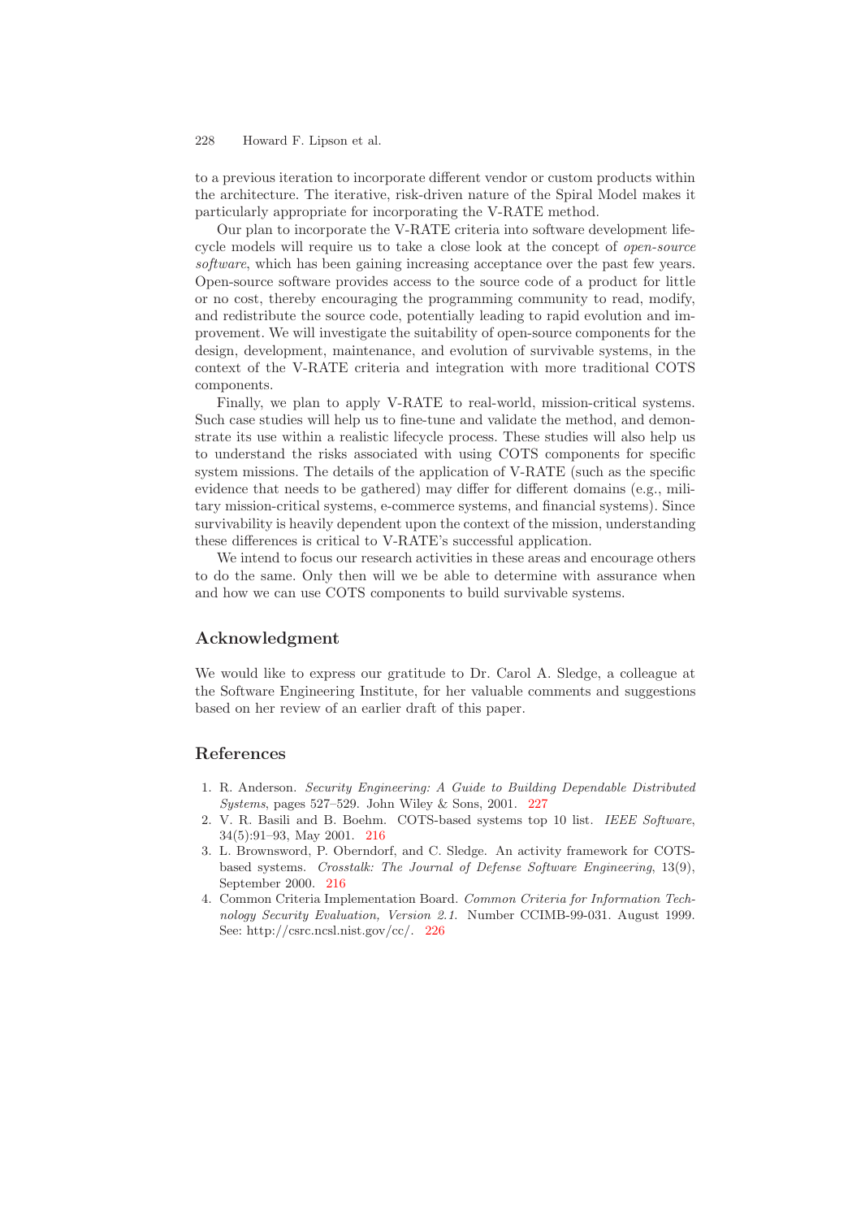to a previous iteration to incorporate different vendor or custom products within the architecture. The iterative, risk-driven nature of the Spiral Model makes it particularly appropriate for incorporating the V-RATE method.

Our plan to incorporate the V-RATE criteria into software development lifecycle models will require us to take a close look at the concept of *open-source software*, which has been gaining increasing acceptance over the past few years. Open-source software provides access to the source code of a product for little or no cost, thereby encouraging the programming community to read, modify, and redistribute the source code, potentially leading to rapid evolution and improvement. We will investigate the suitability of open-source components for the design, development, maintenance, and evolution of survivable systems, in the context of the V-RATE criteria and integration with more traditional COTS components.

Finally, we plan to apply V-RATE to real-world, mission-critical systems. Such case studies will help us to fine-tune and validate the method, and demonstrate its use within a realistic lifecycle process. These studies will also help us to understand the risks associated with using COTS components for specific system missions. The details of the application of V-RATE (such as the specific evidence that needs to be gathered) may differ for different domains (e.g., military mission-critical systems, e-commerce systems, and financial systems). Since survivability is heavily dependent upon the context of the mission, understanding these differences is critical to V-RATE's successful application.

We intend to focus our research activities in these areas and encourage others to do the same. Only then will we be able to determine with assurance when and how we can use COTS components to build survivable systems.

## Acknowledgment

We would like to express our gratitude to Dr. Carol A. Sledge, a colleague at the Software Engineering Institute, for her valuable comments and suggestions based on her review of an earlier draft of this paper.

## References

1. R. Anderson. *Security Engineering: A Guide to Building Dependable Distributed Systems*, pages 527–529. John Wiley & Sons, 2001. 227
2. V. R. Basili and B. Boehm. COTS-based systems top 10 list. *IEEE Software*, 34(5):91–93, May 2001. 216
3. L. Brownsword, P. Oberndorf, and C. Sledge. An activity framework for COTS-based systems. *Crosstalk: The Journal of Defense Software Engineering*, 13(9), September 2000. 216
4. Common Criteria Implementation Board. *Common Criteria for Information Technology Security Evaluation, Version 2.1*. Number CCIMB-99-031. August 1999. See: http://csrc.ncsl.nist.gov/cc/. 226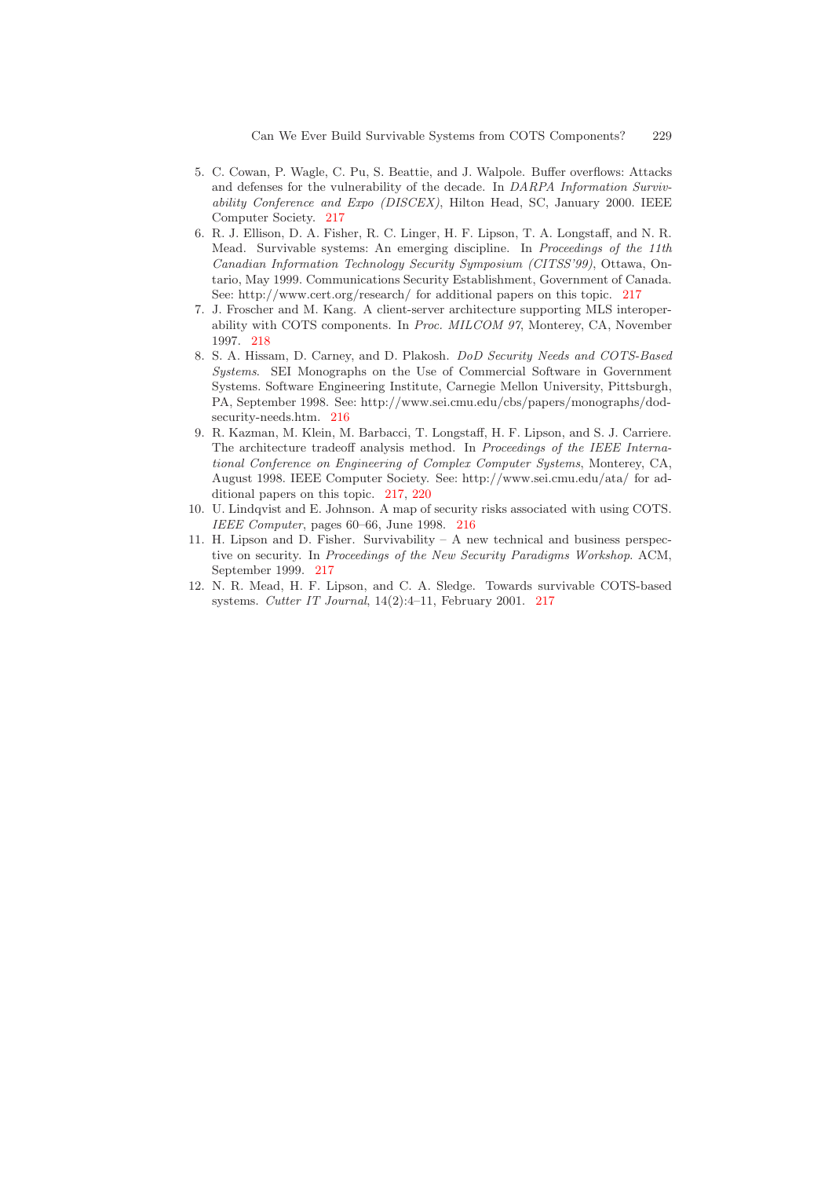5. C. Cowan, P. Wagle, C. Pu, S. Beattie, and J. Walpole. Buffer overflows: Attacks and defenses for the vulnerability of the decade. In *DARPA Information Survivability Conference and Expo (DISCEX)*, Hilton Head, SC, January 2000. IEEE Computer Society. 217
6. R. J. Ellison, D. A. Fisher, R. C. Linger, H. F. Lipson, T. A. Longstaff, and N. R. Mead. Survivable systems: An emerging discipline. In *Proceedings of the 11th Canadian Information Technology Security Symposium (CITSS'99)*, Ottawa, Ontario, May 1999. Communications Security Establishment, Government of Canada. See: http://www.cert.org/research/ for additional papers on this topic. 217
7. J. Froscher and M. Kang. A client-server architecture supporting MLS interoperability with COTS components. In *Proc. MILCOM 97*, Monterey, CA, November 1997. 218
8. S. A. Hissam, D. Carney, and D. Plakosh. *DoD Security Needs and COTS-Based Systems*. SEI Monographs on the Use of Commercial Software in Government Systems. Software Engineering Institute, Carnegie Mellon University, Pittsburgh, PA, September 1998. See: http://www.sei.cmu.edu/cbs/papers/monographs/dod-security-needs.htm. 216
9. R. Kazman, M. Klein, M. Barbacci, T. Longstaff, H. F. Lipson, and S. J. Carriere. The architecture tradeoff analysis method. In *Proceedings of the IEEE International Conference on Engineering of Complex Computer Systems*, Monterey, CA, August 1998. IEEE Computer Society. See: http://www.sei.cmu.edu/ata/ for additional papers on this topic. 217, 220
10. U. Lindqvist and E. Johnson. A map of security risks associated with using COTS. *IEEE Computer*, pages 60–66, June 1998. 216
11. H. Lipson and D. Fisher. Survivability – A new technical and business perspective on security. In *Proceedings of the New Security Paradigms Workshop*. ACM, September 1999. 217
12. N. R. Mead, H. F. Lipson, and C. A. Sledge. Towards survivable COTS-based systems. *Cutter IT Journal*, 14(2):4–11, February 2001. 217